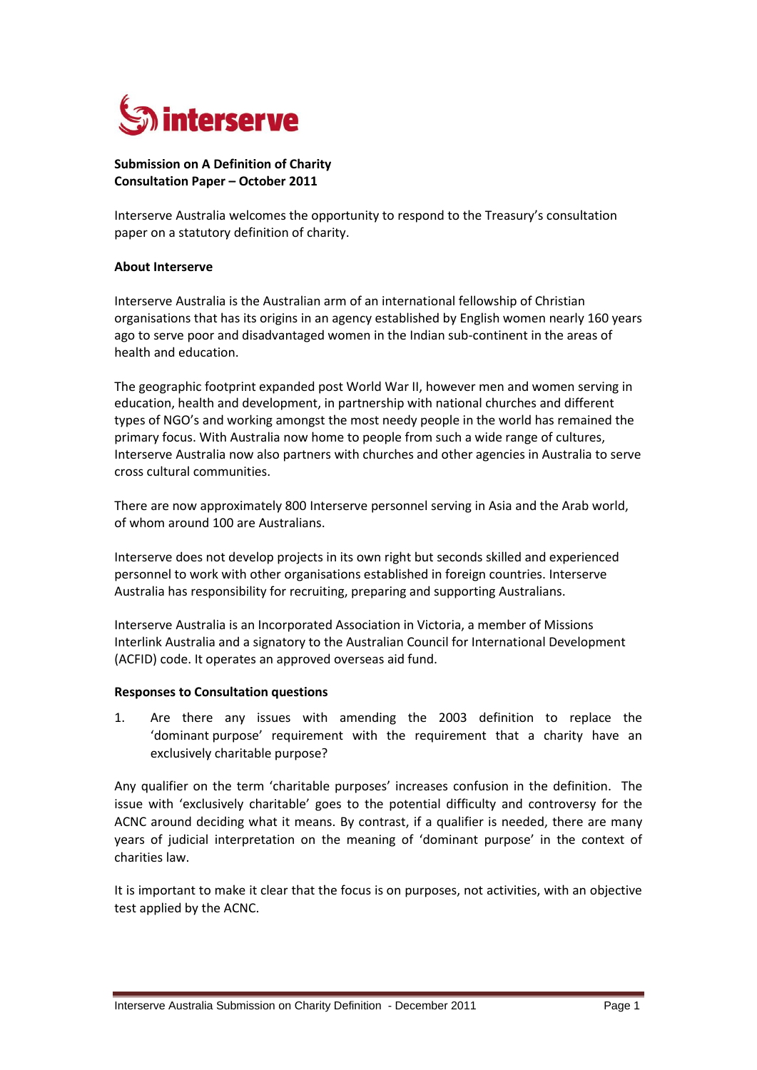**Submission on A Definition of Charity**
**Consultation Paper – October 2011**

Interserve Australia welcomes the opportunity to respond to the Treasury's consultation paper on a statutory definition of charity.

**About Interserve**

Interserve Australia is the Australian arm of an international fellowship of Christian organisations that has its origins in an agency established by English women nearly 160 years ago to serve poor and disadvantaged women in the Indian sub-continent in the areas of health and education.

The geographic footprint expanded post World War II, however men and women serving in education, health and development, in partnership with national churches and different types of NGO's and working amongst the most needy people in the world has remained the primary focus. With Australia now home to people from such a wide range of cultures, Interserve Australia now also partners with churches and other agencies in Australia to serve cross cultural communities.

There are now approximately 800 Interserve personnel serving in Asia and the Arab world, of whom around 100 are Australians.

Interserve does not develop projects in its own right but seconds skilled and experienced personnel to work with other organisations established in foreign countries. Interserve Australia has responsibility for recruiting, preparing and supporting Australians.

Interserve Australia is an Incorporated Association in Victoria, a member of Missions Interlink Australia and a signatory to the Australian Council for International Development (ACFID) code. It operates an approved overseas aid fund.

**Responses to Consultation questions**

1. Are there any issues with amending the 2003 definition to replace the 'dominant purpose' requirement with the requirement that a charity have an exclusively charitable purpose?

Any qualifier on the term 'charitable purposes' increases confusion in the definition. The issue with 'exclusively charitable' goes to the potential difficulty and controversy for the ACNC around deciding what it means. By contrast, if a qualifier is needed, there are many years of judicial interpretation on the meaning of 'dominant purpose' in the context of charities law.

It is important to make it clear that the focus is on purposes, not activities, with an objective test applied by the ACNC.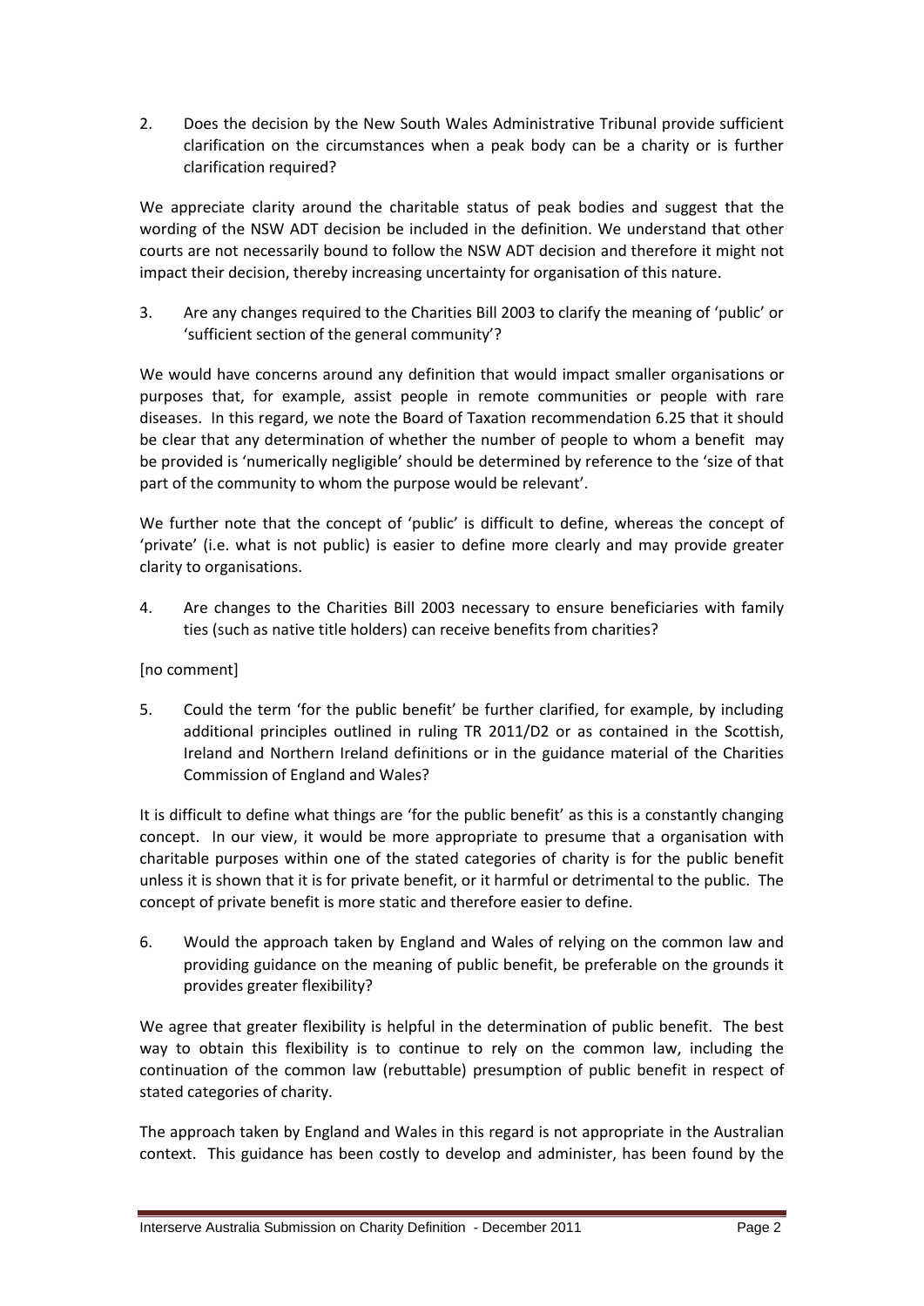2. Does the decision by the New South Wales Administrative Tribunal provide sufficient clarification on the circumstances when a peak body can be a charity or is further clarification required?

We appreciate clarity around the charitable status of peak bodies and suggest that the wording of the NSW ADT decision be included in the definition. We understand that other courts are not necessarily bound to follow the NSW ADT decision and therefore it might not impact their decision, thereby increasing uncertainty for organisation of this nature.

3. Are any changes required to the Charities Bill 2003 to clarify the meaning of 'public' or 'sufficient section of the general community'?

We would have concerns around any definition that would impact smaller organisations or purposes that, for example, assist people in remote communities or people with rare diseases. In this regard, we note the Board of Taxation recommendation 6.25 that it should be clear that any determination of whether the number of people to whom a benefit may be provided is 'numerically negligible' should be determined by reference to the 'size of that part of the community to whom the purpose would be relevant'.

We further note that the concept of 'public' is difficult to define, whereas the concept of 'private' (i.e. what is not public) is easier to define more clearly and may provide greater clarity to organisations.

4. Are changes to the Charities Bill 2003 necessary to ensure beneficiaries with family ties (such as native title holders) can receive benefits from charities?

[no comment]

5. Could the term 'for the public benefit' be further clarified, for example, by including additional principles outlined in ruling TR 2011/D2 or as contained in the Scottish, Ireland and Northern Ireland definitions or in the guidance material of the Charities Commission of England and Wales?

It is difficult to define what things are 'for the public benefit' as this is a constantly changing concept. In our view, it would be more appropriate to presume that a organisation with charitable purposes within one of the stated categories of charity is for the public benefit unless it is shown that it is for private benefit, or it harmful or detrimental to the public. The concept of private benefit is more static and therefore easier to define.

6. Would the approach taken by England and Wales of relying on the common law and providing guidance on the meaning of public benefit, be preferable on the grounds it provides greater flexibility?

We agree that greater flexibility is helpful in the determination of public benefit. The best way to obtain this flexibility is to continue to rely on the common law, including the continuation of the common law (rebuttable) presumption of public benefit in respect of stated categories of charity.

The approach taken by England and Wales in this regard is not appropriate in the Australian context. This guidance has been costly to develop and administer, has been found by the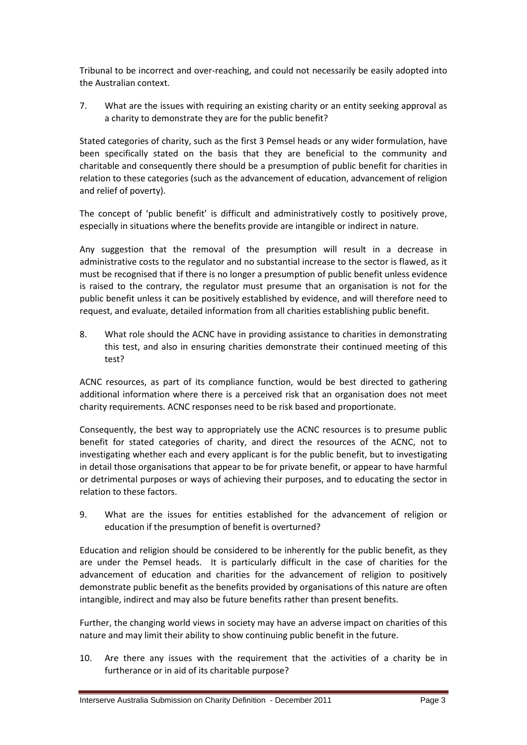Tribunal to be incorrect and over-reaching, and could not necessarily be easily adopted into the Australian context.

7. What are the issues with requiring an existing charity or an entity seeking approval as a charity to demonstrate they are for the public benefit?

Stated categories of charity, such as the first 3 Pemsel heads or any wider formulation, have been specifically stated on the basis that they are beneficial to the community and charitable and consequently there should be a presumption of public benefit for charities in relation to these categories (such as the advancement of education, advancement of religion and relief of poverty).

The concept of 'public benefit' is difficult and administratively costly to positively prove, especially in situations where the benefits provide are intangible or indirect in nature.

Any suggestion that the removal of the presumption will result in a decrease in administrative costs to the regulator and no substantial increase to the sector is flawed, as it must be recognised that if there is no longer a presumption of public benefit unless evidence is raised to the contrary, the regulator must presume that an organisation is not for the public benefit unless it can be positively established by evidence, and will therefore need to request, and evaluate, detailed information from all charities establishing public benefit.

8. What role should the ACNC have in providing assistance to charities in demonstrating this test, and also in ensuring charities demonstrate their continued meeting of this test?

ACNC resources, as part of its compliance function, would be best directed to gathering additional information where there is a perceived risk that an organisation does not meet charity requirements. ACNC responses need to be risk based and proportionate.

Consequently, the best way to appropriately use the ACNC resources is to presume public benefit for stated categories of charity, and direct the resources of the ACNC, not to investigating whether each and every applicant is for the public benefit, but to investigating in detail those organisations that appear to be for private benefit, or appear to have harmful or detrimental purposes or ways of achieving their purposes, and to educating the sector in relation to these factors.

9. What are the issues for entities established for the advancement of religion or education if the presumption of benefit is overturned?

Education and religion should be considered to be inherently for the public benefit, as they are under the Pemsel heads. It is particularly difficult in the case of charities for the advancement of education and charities for the advancement of religion to positively demonstrate public benefit as the benefits provided by organisations of this nature are often intangible, indirect and may also be future benefits rather than present benefits.

Further, the changing world views in society may have an adverse impact on charities of this nature and may limit their ability to show continuing public benefit in the future.

10. Are there any issues with the requirement that the activities of a charity be in furtherance or in aid of its charitable purpose?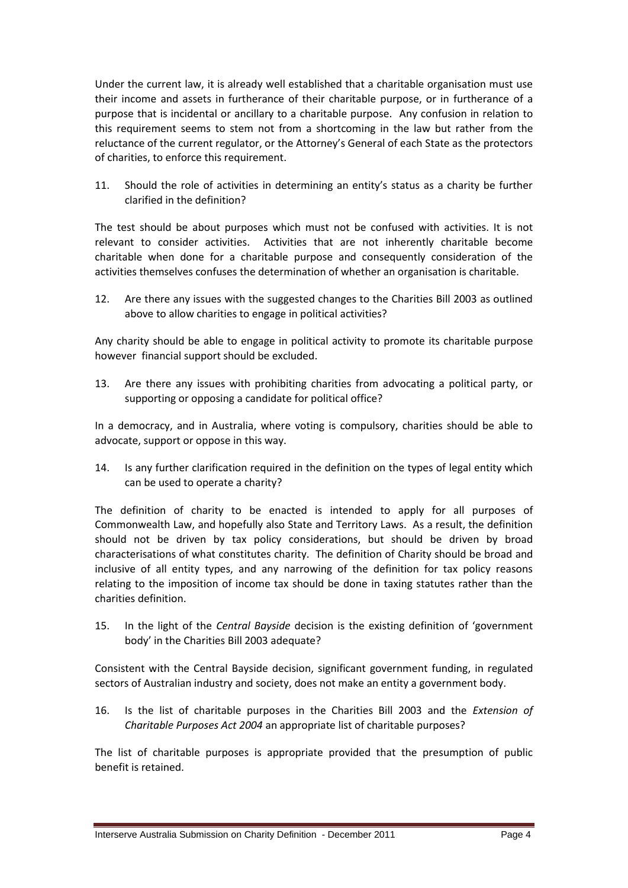Under the current law, it is already well established that a charitable organisation must use their income and assets in furtherance of their charitable purpose, or in furtherance of a purpose that is incidental or ancillary to a charitable purpose. Any confusion in relation to this requirement seems to stem not from a shortcoming in the law but rather from the reluctance of the current regulator, or the Attorney's General of each State as the protectors of charities, to enforce this requirement.

11. Should the role of activities in determining an entity's status as a charity be further clarified in the definition?

The test should be about purposes which must not be confused with activities. It is not relevant to consider activities. Activities that are not inherently charitable become charitable when done for a charitable purpose and consequently consideration of the activities themselves confuses the determination of whether an organisation is charitable.

12. Are there any issues with the suggested changes to the Charities Bill 2003 as outlined above to allow charities to engage in political activities?

Any charity should be able to engage in political activity to promote its charitable purpose however financial support should be excluded.

13. Are there any issues with prohibiting charities from advocating a political party, or supporting or opposing a candidate for political office?

In a democracy, and in Australia, where voting is compulsory, charities should be able to advocate, support or oppose in this way.

14. Is any further clarification required in the definition on the types of legal entity which can be used to operate a charity?

The definition of charity to be enacted is intended to apply for all purposes of Commonwealth Law, and hopefully also State and Territory Laws. As a result, the definition should not be driven by tax policy considerations, but should be driven by broad characterisations of what constitutes charity. The definition of Charity should be broad and inclusive of all entity types, and any narrowing of the definition for tax policy reasons relating to the imposition of income tax should be done in taxing statutes rather than the charities definition.

15. In the light of the *Central Bayside* decision is the existing definition of 'government body' in the Charities Bill 2003 adequate?

Consistent with the Central Bayside decision, significant government funding, in regulated sectors of Australian industry and society, does not make an entity a government body.

16. Is the list of charitable purposes in the Charities Bill 2003 and the *Extension of Charitable Purposes Act 2004* an appropriate list of charitable purposes?

The list of charitable purposes is appropriate provided that the presumption of public benefit is retained.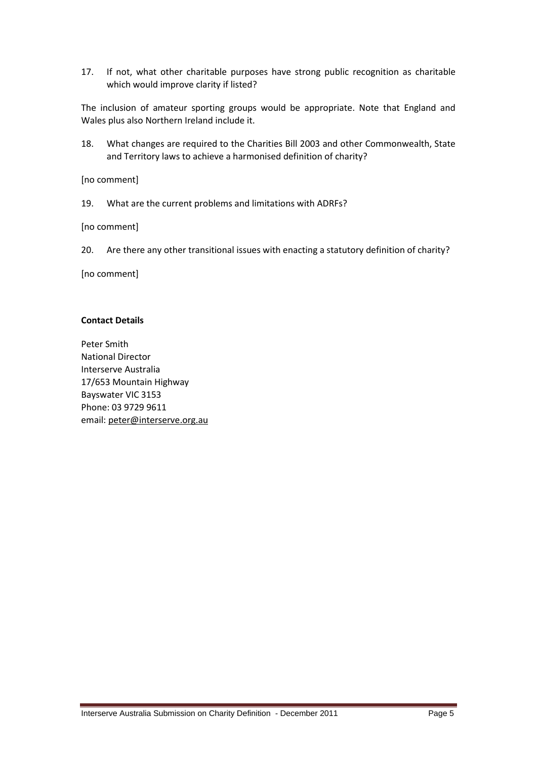17. If not, what other charitable purposes have strong public recognition as charitable which would improve clarity if listed?

The inclusion of amateur sporting groups would be appropriate. Note that England and Wales plus also Northern Ireland include it.

18. What changes are required to the Charities Bill 2003 and other Commonwealth, State and Territory laws to achieve a harmonised definition of charity?

[no comment]

19. What are the current problems and limitations with ADRFs?

[no comment]

20. Are there any other transitional issues with enacting a statutory definition of charity?

[no comment]

**Contact Details**

Peter Smith
National Director
Interserve Australia
17/653 Mountain Highway
Bayswater VIC 3153
Phone: 03 9729 9611
email: peter@interserve.org.au